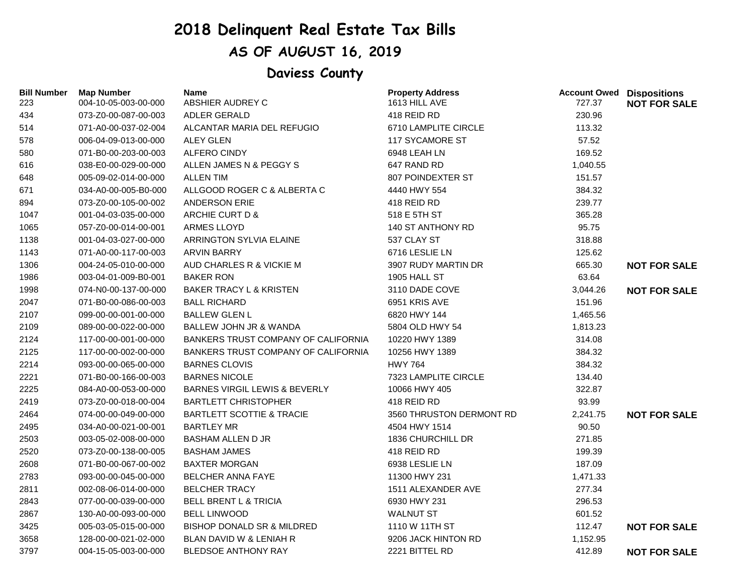# 2018 Delinquent Real Estate Tax Bills

## AS OF AUGUST 16, 2019

### Daviess County

| Bill Number | Map Number | Name | Property Address | Account Owed | Dispositions |
|---|---|---|---|---|---|
| 223 | 004-10-05-003-00-000 | ABSHIER AUDREY C | 1613 HILL AVE | 727.37 | **NOT FOR SALE** |
| 434 | 073-Z0-00-087-00-003 | ADLER GERALD | 418 REID RD | 230.96 | |
| 514 | 071-A0-00-037-02-004 | ALCANTAR MARIA DEL REFUGIO | 6710 LAMPLITE CIRCLE | 113.32 | |
| 578 | 006-04-09-013-00-000 | ALEY GLEN | 117 SYCAMORE ST | 57.52 | |
| 580 | 071-B0-00-203-00-003 | ALFERO CINDY | 6948 LEAH LN | 169.52 | |
| 616 | 038-E0-00-029-00-000 | ALLEN JAMES N & PEGGY S | 647 RAND RD | 1,040.55 | |
| 648 | 005-09-02-014-00-000 | ALLEN TIM | 807 POINDEXTER ST | 151.57 | |
| 671 | 034-A0-00-005-B0-000 | ALLGOOD ROGER C & ALBERTA C | 4440 HWY 554 | 384.32 | |
| 894 | 073-Z0-00-105-00-002 | ANDERSON ERIE | 418 REID RD | 239.77 | |
| 1047 | 001-04-03-035-00-000 | ARCHIE CURT D & | 518 E 5TH ST | 365.28 | |
| 1065 | 057-Z0-00-014-00-001 | ARMES LLOYD | 140 ST ANTHONY RD | 95.75 | |
| 1138 | 001-04-03-027-00-000 | ARRINGTON SYLVIA ELAINE | 537 CLAY ST | 318.88 | |
| 1143 | 071-A0-00-117-00-003 | ARVIN BARRY | 6716 LESLIE LN | 125.62 | |
| 1306 | 004-24-05-010-00-000 | AUD CHARLES R & VICKIE M | 3907 RUDY MARTIN DR | 665.30 | **NOT FOR SALE** |
| 1986 | 003-04-01-009-B0-001 | BAKER RON | 1905 HALL ST | 63.64 | |
| 1998 | 074-N0-00-137-00-000 | BAKER TRACY L & KRISTEN | 3110 DADE COVE | 3,044.26 | **NOT FOR SALE** |
| 2047 | 071-B0-00-086-00-003 | BALL RICHARD | 6951 KRIS AVE | 151.96 | |
| 2107 | 099-00-00-001-00-000 | BALLEW GLEN L | 6820 HWY 144 | 1,465.56 | |
| 2109 | 089-00-00-022-00-000 | BALLEW JOHN JR & WANDA | 5804 OLD HWY 54 | 1,813.23 | |
| 2124 | 117-00-00-001-00-000 | BANKERS TRUST COMPANY OF CALIFORNIA | 10220 HWY 1389 | 314.08 | |
| 2125 | 117-00-00-002-00-000 | BANKERS TRUST COMPANY OF CALIFORNIA | 10256 HWY 1389 | 384.32 | |
| 2214 | 093-00-00-065-00-000 | BARNES CLOVIS | HWY 764 | 384.32 | |
| 2221 | 071-B0-00-166-00-003 | BARNES NICOLE | 7323 LAMPLITE CIRCLE | 134.40 | |
| 2225 | 084-A0-00-053-00-000 | BARNES VIRGIL LEWIS & BEVERLY | 10066 HWY 405 | 322.87 | |
| 2419 | 073-Z0-00-018-00-004 | BARTLETT CHRISTOPHER | 418 REID RD | 93.99 | |
| 2464 | 074-00-00-049-00-000 | BARTLETT SCOTTIE & TRACIE | 3560 THRUSTON DERMONT RD | 2,241.75 | **NOT FOR SALE** |
| 2495 | 034-A0-00-021-00-001 | BARTLEY MR | 4504 HWY 1514 | 90.50 | |
| 2503 | 003-05-02-008-00-000 | BASHAM ALLEN D JR | 1836 CHURCHILL DR | 271.85 | |
| 2520 | 073-Z0-00-138-00-005 | BASHAM JAMES | 418 REID RD | 199.39 | |
| 2608 | 071-B0-00-067-00-002 | BAXTER MORGAN | 6938 LESLIE LN | 187.09 | |
| 2783 | 093-00-00-045-00-000 | BELCHER ANNA FAYE | 11300 HWY 231 | 1,471.33 | |
| 2811 | 002-08-06-014-00-000 | BELCHER TRACY | 1511 ALEXANDER AVE | 277.34 | |
| 2843 | 077-00-00-039-00-000 | BELL BRENT L & TRICIA | 6930 HWY 231 | 296.53 | |
| 2867 | 130-A0-00-093-00-000 | BELL LINWOOD | WALNUT ST | 601.52 | |
| 3425 | 005-03-05-015-00-000 | BISHOP DONALD SR & MILDRED | 1110 W 11TH ST | 112.47 | **NOT FOR SALE** |
| 3658 | 128-00-00-021-02-000 | BLAN DAVID W & LENIAH R | 9206 JACK HINTON RD | 1,152.95 | |
| 3797 | 004-15-05-003-00-000 | BLEDSOE ANTHONY RAY | 2221 BITTEL RD | 412.89 | **NOT FOR SALE** |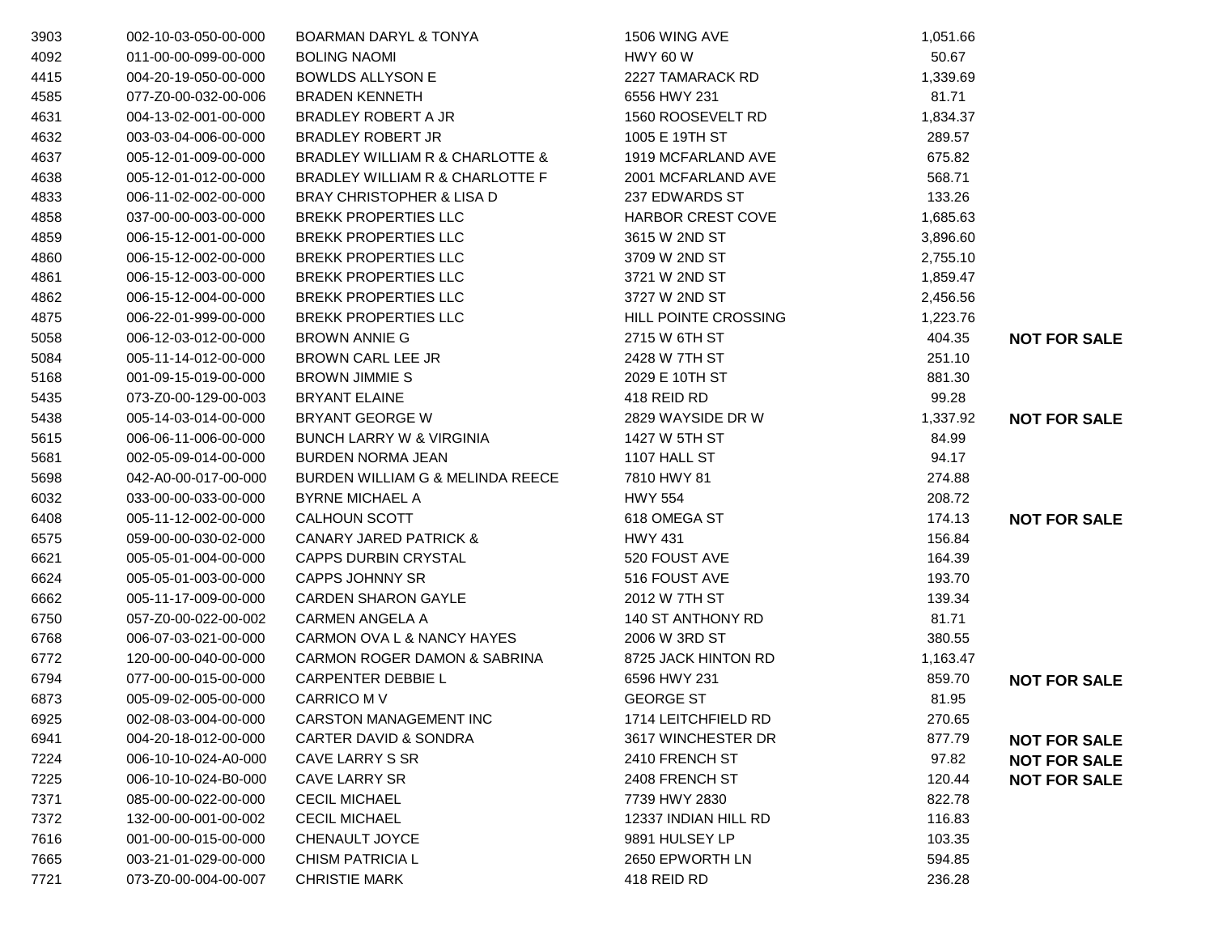| | | | | | |
|---|---|---|---|---|---|
| 3903 | 002-10-03-050-00-000 | BOARMAN DARYL & TONYA | 1506 WING AVE | 1,051.66 | |
| 4092 | 011-00-00-099-00-000 | BOLING NAOMI | HWY 60 W | 50.67 | |
| 4415 | 004-20-19-050-00-000 | BOWLDS ALLYSON E | 2227 TAMARACK RD | 1,339.69 | |
| 4585 | 077-Z0-00-032-00-006 | BRADEN KENNETH | 6556 HWY 231 | 81.71 | |
| 4631 | 004-13-02-001-00-000 | BRADLEY ROBERT A JR | 1560 ROOSEVELT RD | 1,834.37 | |
| 4632 | 003-03-04-006-00-000 | BRADLEY ROBERT JR | 1005 E 19TH ST | 289.57 | |
| 4637 | 005-12-01-009-00-000 | BRADLEY WILLIAM R & CHARLOTTE & | 1919 MCFARLAND AVE | 675.82 | |
| 4638 | 005-12-01-012-00-000 | BRADLEY WILLIAM R & CHARLOTTE F | 2001 MCFARLAND AVE | 568.71 | |
| 4833 | 006-11-02-002-00-000 | BRAY CHRISTOPHER & LISA D | 237 EDWARDS ST | 133.26 | |
| 4858 | 037-00-00-003-00-000 | BREKK PROPERTIES LLC | HARBOR CREST COVE | 1,685.63 | |
| 4859 | 006-15-12-001-00-000 | BREKK PROPERTIES LLC | 3615 W 2ND ST | 3,896.60 | |
| 4860 | 006-15-12-002-00-000 | BREKK PROPERTIES LLC | 3709 W 2ND ST | 2,755.10 | |
| 4861 | 006-15-12-003-00-000 | BREKK PROPERTIES LLC | 3721 W 2ND ST | 1,859.47 | |
| 4862 | 006-15-12-004-00-000 | BREKK PROPERTIES LLC | 3727 W 2ND ST | 2,456.56 | |
| 4875 | 006-22-01-999-00-000 | BREKK PROPERTIES LLC | HILL POINTE CROSSING | 1,223.76 | |
| 5058 | 006-12-03-012-00-000 | BROWN ANNIE G | 2715 W 6TH ST | 404.35 | **NOT FOR SALE** |
| 5084 | 005-11-14-012-00-000 | BROWN CARL LEE JR | 2428 W 7TH ST | 251.10 | |
| 5168 | 001-09-15-019-00-000 | BROWN JIMMIE S | 2029 E 10TH ST | 881.30 | |
| 5435 | 073-Z0-00-129-00-003 | BRYANT ELAINE | 418 REID RD | 99.28 | |
| 5438 | 005-14-03-014-00-000 | BRYANT GEORGE W | 2829 WAYSIDE DR W | 1,337.92 | **NOT FOR SALE** |
| 5615 | 006-06-11-006-00-000 | BUNCH LARRY W & VIRGINIA | 1427 W 5TH ST | 84.99 | |
| 5681 | 002-05-09-014-00-000 | BURDEN NORMA JEAN | 1107 HALL ST | 94.17 | |
| 5698 | 042-A0-00-017-00-000 | BURDEN WILLIAM G & MELINDA REECE | 7810 HWY 81 | 274.88 | |
| 6032 | 033-00-00-033-00-000 | BYRNE MICHAEL A | HWY 554 | 208.72 | |
| 6408 | 005-11-12-002-00-000 | CALHOUN SCOTT | 618 OMEGA ST | 174.13 | **NOT FOR SALE** |
| 6575 | 059-00-00-030-02-000 | CANARY JARED PATRICK & | HWY 431 | 156.84 | |
| 6621 | 005-05-01-004-00-000 | CAPPS DURBIN CRYSTAL | 520 FOUST AVE | 164.39 | |
| 6624 | 005-05-01-003-00-000 | CAPPS JOHNNY SR | 516 FOUST AVE | 193.70 | |
| 6662 | 005-11-17-009-00-000 | CARDEN SHARON GAYLE | 2012 W 7TH ST | 139.34 | |
| 6750 | 057-Z0-00-022-00-002 | CARMEN ANGELA A | 140 ST ANTHONY RD | 81.71 | |
| 6768 | 006-07-03-021-00-000 | CARMON OVA L & NANCY HAYES | 2006 W 3RD ST | 380.55 | |
| 6772 | 120-00-00-040-00-000 | CARMON ROGER DAMON & SABRINA | 8725 JACK HINTON RD | 1,163.47 | |
| 6794 | 077-00-00-015-00-000 | CARPENTER DEBBIE L | 6596 HWY 231 | 859.70 | **NOT FOR SALE** |
| 6873 | 005-09-02-005-00-000 | CARRICO M V | GEORGE ST | 81.95 | |
| 6925 | 002-08-03-004-00-000 | CARSTON MANAGEMENT INC | 1714 LEITCHFIELD RD | 270.65 | |
| 6941 | 004-20-18-012-00-000 | CARTER DAVID & SONDRA | 3617 WINCHESTER DR | 877.79 | **NOT FOR SALE** |
| 7224 | 006-10-10-024-A0-000 | CAVE LARRY S SR | 2410 FRENCH ST | 97.82 | **NOT FOR SALE** |
| 7225 | 006-10-10-024-B0-000 | CAVE LARRY SR | 2408 FRENCH ST | 120.44 | **NOT FOR SALE** |
| 7371 | 085-00-00-022-00-000 | CECIL MICHAEL | 7739 HWY 2830 | 822.78 | |
| 7372 | 132-00-00-001-00-002 | CECIL MICHAEL | 12337 INDIAN HILL RD | 116.83 | |
| 7616 | 001-00-00-015-00-000 | CHENAULT JOYCE | 9891 HULSEY LP | 103.35 | |
| 7665 | 003-21-01-029-00-000 | CHISM PATRICIA L | 2650 EPWORTH LN | 594.85 | |
| 7721 | 073-Z0-00-004-00-007 | CHRISTIE MARK | 418 REID RD | 236.28 | |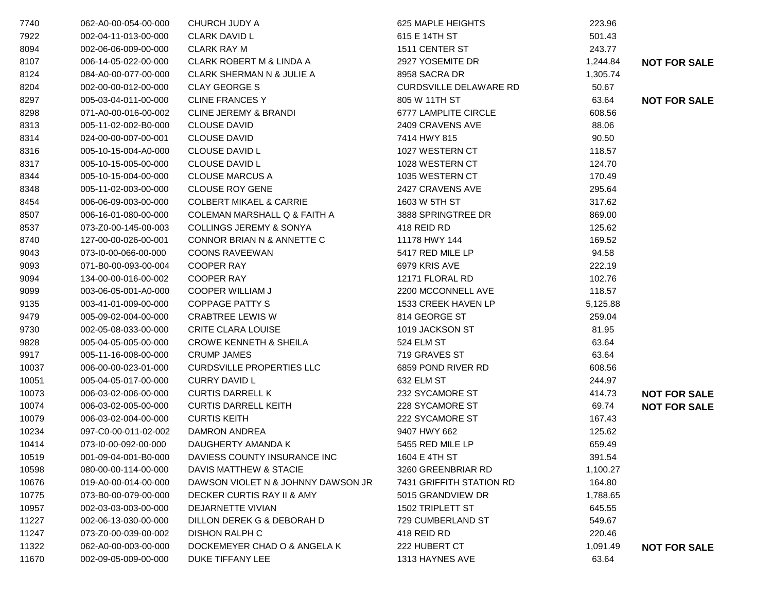| | | | | | |
|---|---|---|---|---|---|
| 7740 | 062-A0-00-054-00-000 | CHURCH JUDY A | 625 MAPLE HEIGHTS | 223.96 | |
| 7922 | 002-04-11-013-00-000 | CLARK DAVID L | 615 E 14TH ST | 501.43 | |
| 8094 | 002-06-06-009-00-000 | CLARK RAY M | 1511 CENTER ST | 243.77 | |
| 8107 | 006-14-05-022-00-000 | CLARK ROBERT M & LINDA A | 2927 YOSEMITE DR | 1,244.84 | **NOT FOR SALE** |
| 8124 | 084-A0-00-077-00-000 | CLARK SHERMAN N & JULIE A | 8958 SACRA DR | 1,305.74 | |
| 8204 | 002-00-00-012-00-000 | CLAY GEORGE S | CURDSVILLE DELAWARE RD | 50.67 | |
| 8297 | 005-03-04-011-00-000 | CLINE FRANCES Y | 805 W 11TH ST | 63.64 | **NOT FOR SALE** |
| 8298 | 071-A0-00-016-00-002 | CLINE JEREMY & BRANDI | 6777 LAMPLITE CIRCLE | 608.56 | |
| 8313 | 005-11-02-002-B0-000 | CLOUSE DAVID | 2409 CRAVENS AVE | 88.06 | |
| 8314 | 024-00-00-007-00-001 | CLOUSE DAVID | 7414 HWY 815 | 90.50 | |
| 8316 | 005-10-15-004-A0-000 | CLOUSE DAVID L | 1027 WESTERN CT | 118.57 | |
| 8317 | 005-10-15-005-00-000 | CLOUSE DAVID L | 1028 WESTERN CT | 124.70 | |
| 8344 | 005-10-15-004-00-000 | CLOUSE MARCUS A | 1035 WESTERN CT | 170.49 | |
| 8348 | 005-11-02-003-00-000 | CLOUSE ROY GENE | 2427 CRAVENS AVE | 295.64 | |
| 8454 | 006-06-09-003-00-000 | COLBERT MIKAEL & CARRIE | 1603 W 5TH ST | 317.62 | |
| 8507 | 006-16-01-080-00-000 | COLEMAN MARSHALL Q & FAITH A | 3888 SPRINGTREE DR | 869.00 | |
| 8537 | 073-Z0-00-145-00-003 | COLLINGS JEREMY & SONYA | 418 REID RD | 125.62 | |
| 8740 | 127-00-00-026-00-001 | CONNOR BRIAN N & ANNETTE C | 11178 HWY 144 | 169.52 | |
| 9043 | 073-I0-00-066-00-000 | COONS RAVEEWAN | 5417 RED MILE LP | 94.58 | |
| 9093 | 071-B0-00-093-00-004 | COOPER RAY | 6979 KRIS AVE | 222.19 | |
| 9094 | 134-00-00-016-00-002 | COOPER RAY | 12171 FLORAL RD | 102.76 | |
| 9099 | 003-06-05-001-A0-000 | COOPER WILLIAM J | 2200 MCCONNELL AVE | 118.57 | |
| 9135 | 003-41-01-009-00-000 | COPPAGE PATTY S | 1533 CREEK HAVEN LP | 5,125.88 | |
| 9479 | 005-09-02-004-00-000 | CRABTREE LEWIS W | 814 GEORGE ST | 259.04 | |
| 9730 | 002-05-08-033-00-000 | CRITE CLARA LOUISE | 1019 JACKSON ST | 81.95 | |
| 9828 | 005-04-05-005-00-000 | CROWE KENNETH & SHEILA | 524 ELM ST | 63.64 | |
| 9917 | 005-11-16-008-00-000 | CRUMP JAMES | 719 GRAVES ST | 63.64 | |
| 10037 | 006-00-00-023-01-000 | CURDSVILLE PROPERTIES LLC | 6859 POND RIVER RD | 608.56 | |
| 10051 | 005-04-05-017-00-000 | CURRY DAVID L | 632 ELM ST | 244.97 | |
| 10073 | 006-03-02-006-00-000 | CURTIS DARRELL K | 232 SYCAMORE ST | 414.73 | **NOT FOR SALE** |
| 10074 | 006-03-02-005-00-000 | CURTIS DARRELL KEITH | 228 SYCAMORE ST | 69.74 | **NOT FOR SALE** |
| 10079 | 006-03-02-004-00-000 | CURTIS KEITH | 222 SYCAMORE ST | 167.43 | |
| 10234 | 097-C0-00-011-02-002 | DAMRON ANDREA | 9407 HWY 662 | 125.62 | |
| 10414 | 073-I0-00-092-00-000 | DAUGHERTY AMANDA K | 5455 RED MILE LP | 659.49 | |
| 10519 | 001-09-04-001-B0-000 | DAVIESS COUNTY INSURANCE INC | 1604 E 4TH ST | 391.54 | |
| 10598 | 080-00-00-114-00-000 | DAVIS MATTHEW & STACIE | 3260 GREENBRIAR RD | 1,100.27 | |
| 10676 | 019-A0-00-014-00-000 | DAWSON VIOLET N & JOHNNY DAWSON JR | 7431 GRIFFITH STATION RD | 164.80 | |
| 10775 | 073-B0-00-079-00-000 | DECKER CURTIS RAY II & AMY | 5015 GRANDVIEW DR | 1,788.65 | |
| 10957 | 002-03-03-003-00-000 | DEJARNETTE VIVIAN | 1502 TRIPLETT ST | 645.55 | |
| 11227 | 002-06-13-030-00-000 | DILLON DEREK G & DEBORAH D | 729 CUMBERLAND ST | 549.67 | |
| 11247 | 073-Z0-00-039-00-002 | DISHON RALPH C | 418 REID RD | 220.46 | |
| 11322 | 062-A0-00-003-00-000 | DOCKEMEYER CHAD O & ANGELA K | 222 HUBERT CT | 1,091.49 | **NOT FOR SALE** |
| 11670 | 002-09-05-009-00-000 | DUKE TIFFANY LEE | 1313 HAYNES AVE | 63.64 | |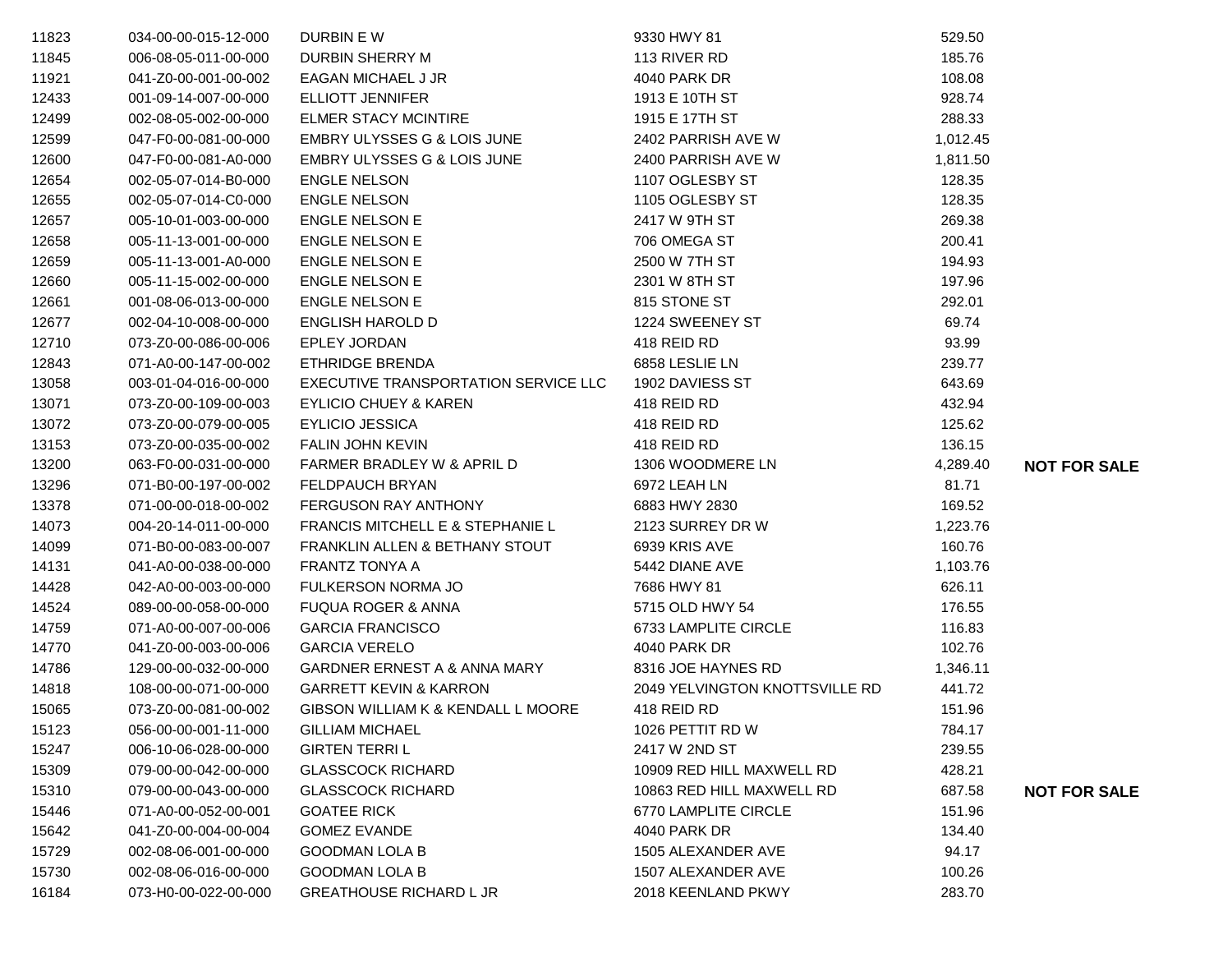| | | | | | |
|---|---|---|---|---|---|
| 11823 | 034-00-00-015-12-000 | DURBIN E W | 9330 HWY 81 | 529.50 | |
| 11845 | 006-08-05-011-00-000 | DURBIN SHERRY M | 113 RIVER RD | 185.76 | |
| 11921 | 041-Z0-00-001-00-002 | EAGAN MICHAEL J JR | 4040 PARK DR | 108.08 | |
| 12433 | 001-09-14-007-00-000 | ELLIOTT JENNIFER | 1913 E 10TH ST | 928.74 | |
| 12499 | 002-08-05-002-00-000 | ELMER STACY MCINTIRE | 1915 E 17TH ST | 288.33 | |
| 12599 | 047-F0-00-081-00-000 | EMBRY ULYSSES G & LOIS JUNE | 2402 PARRISH AVE W | 1,012.45 | |
| 12600 | 047-F0-00-081-A0-000 | EMBRY ULYSSES G & LOIS JUNE | 2400 PARRISH AVE W | 1,811.50 | |
| 12654 | 002-05-07-014-B0-000 | ENGLE NELSON | 1107 OGLESBY ST | 128.35 | |
| 12655 | 002-05-07-014-C0-000 | ENGLE NELSON | 1105 OGLESBY ST | 128.35 | |
| 12657 | 005-10-01-003-00-000 | ENGLE NELSON E | 2417 W 9TH ST | 269.38 | |
| 12658 | 005-11-13-001-00-000 | ENGLE NELSON E | 706 OMEGA ST | 200.41 | |
| 12659 | 005-11-13-001-A0-000 | ENGLE NELSON E | 2500 W 7TH ST | 194.93 | |
| 12660 | 005-11-15-002-00-000 | ENGLE NELSON E | 2301 W 8TH ST | 197.96 | |
| 12661 | 001-08-06-013-00-000 | ENGLE NELSON E | 815 STONE ST | 292.01 | |
| 12677 | 002-04-10-008-00-000 | ENGLISH HAROLD D | 1224 SWEENEY ST | 69.74 | |
| 12710 | 073-Z0-00-086-00-006 | EPLEY JORDAN | 418 REID RD | 93.99 | |
| 12843 | 071-A0-00-147-00-002 | ETHRIDGE BRENDA | 6858 LESLIE LN | 239.77 | |
| 13058 | 003-01-04-016-00-000 | EXECUTIVE TRANSPORTATION SERVICE LLC | 1902 DAVIESS ST | 643.69 | |
| 13071 | 073-Z0-00-109-00-003 | EYLICIO CHUEY & KAREN | 418 REID RD | 432.94 | |
| 13072 | 073-Z0-00-079-00-005 | EYLICIO JESSICA | 418 REID RD | 125.62 | |
| 13153 | 073-Z0-00-035-00-002 | FALIN JOHN KEVIN | 418 REID RD | 136.15 | |
| 13200 | 063-F0-00-031-00-000 | FARMER BRADLEY W & APRIL D | 1306 WOODMERE LN | 4,289.40 | **NOT FOR SALE** |
| 13296 | 071-B0-00-197-00-002 | FELDPAUCH BRYAN | 6972 LEAH LN | 81.71 | |
| 13378 | 071-00-00-018-00-002 | FERGUSON RAY ANTHONY | 6883 HWY 2830 | 169.52 | |
| 14073 | 004-20-14-011-00-000 | FRANCIS MITCHELL E & STEPHANIE L | 2123 SURREY DR W | 1,223.76 | |
| 14099 | 071-B0-00-083-00-007 | FRANKLIN ALLEN & BETHANY STOUT | 6939 KRIS AVE | 160.76 | |
| 14131 | 041-A0-00-038-00-000 | FRANTZ TONYA A | 5442 DIANE AVE | 1,103.76 | |
| 14428 | 042-A0-00-003-00-000 | FULKERSON NORMA JO | 7686 HWY 81 | 626.11 | |
| 14524 | 089-00-00-058-00-000 | FUQUA ROGER & ANNA | 5715 OLD HWY 54 | 176.55 | |
| 14759 | 071-A0-00-007-00-006 | GARCIA FRANCISCO | 6733 LAMPLITE CIRCLE | 116.83 | |
| 14770 | 041-Z0-00-003-00-006 | GARCIA VERELO | 4040 PARK DR | 102.76 | |
| 14786 | 129-00-00-032-00-000 | GARDNER ERNEST A & ANNA MARY | 8316 JOE HAYNES RD | 1,346.11 | |
| 14818 | 108-00-00-071-00-000 | GARRETT KEVIN & KARRON | 2049 YELVINGTON KNOTTSVILLE RD | 441.72 | |
| 15065 | 073-Z0-00-081-00-002 | GIBSON WILLIAM K & KENDALL L MOORE | 418 REID RD | 151.96 | |
| 15123 | 056-00-00-001-11-000 | GILLIAM MICHAEL | 1026 PETTIT RD W | 784.17 | |
| 15247 | 006-10-06-028-00-000 | GIRTEN TERRI L | 2417 W 2ND ST | 239.55 | |
| 15309 | 079-00-00-042-00-000 | GLASSCOCK RICHARD | 10909 RED HILL MAXWELL RD | 428.21 | |
| 15310 | 079-00-00-043-00-000 | GLASSCOCK RICHARD | 10863 RED HILL MAXWELL RD | 687.58 | **NOT FOR SALE** |
| 15446 | 071-A0-00-052-00-001 | GOATEE RICK | 6770 LAMPLITE CIRCLE | 151.96 | |
| 15642 | 041-Z0-00-004-00-004 | GOMEZ EVANDE | 4040 PARK DR | 134.40 | |
| 15729 | 002-08-06-001-00-000 | GOODMAN LOLA B | 1505 ALEXANDER AVE | 94.17 | |
| 15730 | 002-08-06-016-00-000 | GOODMAN LOLA B | 1507 ALEXANDER AVE | 100.26 | |
| 16184 | 073-H0-00-022-00-000 | GREATHOUSE RICHARD L JR | 2018 KEENLAND PKWY | 283.70 | |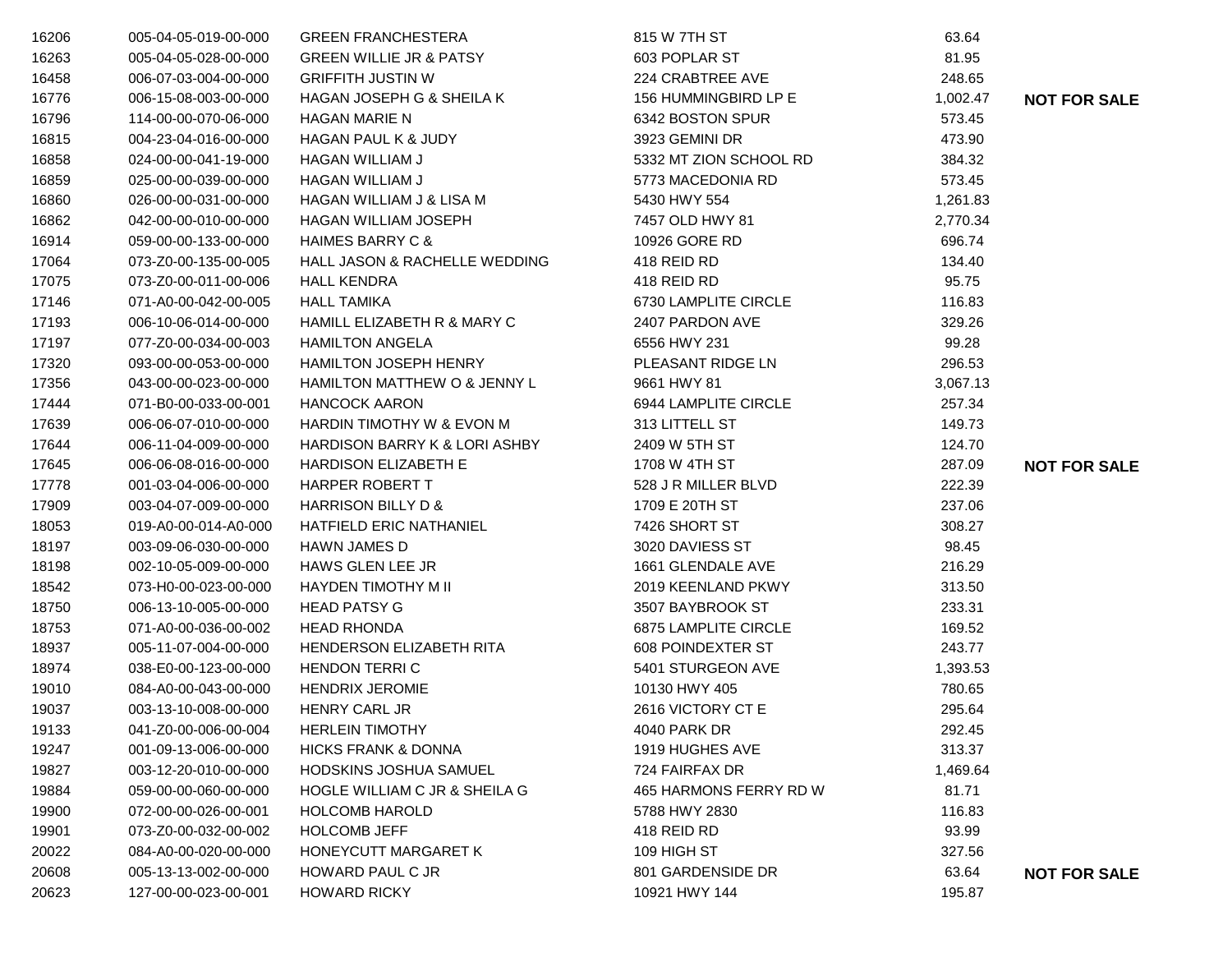| | | | | | |
|---|---|---|---|---|---|
| 16206 | 005-04-05-019-00-000 | GREEN FRANCHESTERA | 815 W 7TH ST | 63.64 | |
| 16263 | 005-04-05-028-00-000 | GREEN WILLIE JR & PATSY | 603 POPLAR ST | 81.95 | |
| 16458 | 006-07-03-004-00-000 | GRIFFITH JUSTIN W | 224 CRABTREE AVE | 248.65 | |
| 16776 | 006-15-08-003-00-000 | HAGAN JOSEPH G & SHEILA K | 156 HUMMINGBIRD LP E | 1,002.47 | **NOT FOR SALE** |
| 16796 | 114-00-00-070-06-000 | HAGAN MARIE N | 6342 BOSTON SPUR | 573.45 | |
| 16815 | 004-23-04-016-00-000 | HAGAN PAUL K & JUDY | 3923 GEMINI DR | 473.90 | |
| 16858 | 024-00-00-041-19-000 | HAGAN WILLIAM J | 5332 MT ZION SCHOOL RD | 384.32 | |
| 16859 | 025-00-00-039-00-000 | HAGAN WILLIAM J | 5773 MACEDONIA RD | 573.45 | |
| 16860 | 026-00-00-031-00-000 | HAGAN WILLIAM J & LISA M | 5430 HWY 554 | 1,261.83 | |
| 16862 | 042-00-00-010-00-000 | HAGAN WILLIAM JOSEPH | 7457 OLD HWY 81 | 2,770.34 | |
| 16914 | 059-00-00-133-00-000 | HAIMES BARRY C & | 10926 GORE RD | 696.74 | |
| 17064 | 073-Z0-00-135-00-005 | HALL JASON & RACHELLE WEDDING | 418 REID RD | 134.40 | |
| 17075 | 073-Z0-00-011-00-006 | HALL KENDRA | 418 REID RD | 95.75 | |
| 17146 | 071-A0-00-042-00-005 | HALL TAMIKA | 6730 LAMPLITE CIRCLE | 116.83 | |
| 17193 | 006-10-06-014-00-000 | HAMILL ELIZABETH R & MARY C | 2407 PARDON AVE | 329.26 | |
| 17197 | 077-Z0-00-034-00-003 | HAMILTON ANGELA | 6556 HWY 231 | 99.28 | |
| 17320 | 093-00-00-053-00-000 | HAMILTON JOSEPH HENRY | PLEASANT RIDGE LN | 296.53 | |
| 17356 | 043-00-00-023-00-000 | HAMILTON MATTHEW O & JENNY L | 9661 HWY 81 | 3,067.13 | |
| 17444 | 071-B0-00-033-00-001 | HANCOCK AARON | 6944 LAMPLITE CIRCLE | 257.34 | |
| 17639 | 006-06-07-010-00-000 | HARDIN TIMOTHY W & EVON M | 313 LITTELL ST | 149.73 | |
| 17644 | 006-11-04-009-00-000 | HARDISON BARRY K & LORI ASHBY | 2409 W 5TH ST | 124.70 | |
| 17645 | 006-06-08-016-00-000 | HARDISON ELIZABETH E | 1708 W 4TH ST | 287.09 | **NOT FOR SALE** |
| 17778 | 001-03-04-006-00-000 | HARPER ROBERT T | 528 J R MILLER BLVD | 222.39 | |
| 17909 | 003-04-07-009-00-000 | HARRISON BILLY D & | 1709 E 20TH ST | 237.06 | |
| 18053 | 019-A0-00-014-A0-000 | HATFIELD ERIC NATHANIEL | 7426 SHORT ST | 308.27 | |
| 18197 | 003-09-06-030-00-000 | HAWN JAMES D | 3020 DAVIESS ST | 98.45 | |
| 18198 | 002-10-05-009-00-000 | HAWS GLEN LEE JR | 1661 GLENDALE AVE | 216.29 | |
| 18542 | 073-H0-00-023-00-000 | HAYDEN TIMOTHY M II | 2019 KEENLAND PKWY | 313.50 | |
| 18750 | 006-13-10-005-00-000 | HEAD PATSY G | 3507 BAYBROOK ST | 233.31 | |
| 18753 | 071-A0-00-036-00-002 | HEAD RHONDA | 6875 LAMPLITE CIRCLE | 169.52 | |
| 18937 | 005-11-07-004-00-000 | HENDERSON ELIZABETH RITA | 608 POINDEXTER ST | 243.77 | |
| 18974 | 038-E0-00-123-00-000 | HENDON TERRI C | 5401 STURGEON AVE | 1,393.53 | |
| 19010 | 084-A0-00-043-00-000 | HENDRIX JEROMIE | 10130 HWY 405 | 780.65 | |
| 19037 | 003-13-10-008-00-000 | HENRY CARL JR | 2616 VICTORY CT E | 295.64 | |
| 19133 | 041-Z0-00-006-00-004 | HERLEIN TIMOTHY | 4040 PARK DR | 292.45 | |
| 19247 | 001-09-13-006-00-000 | HICKS FRANK & DONNA | 1919 HUGHES AVE | 313.37 | |
| 19827 | 003-12-20-010-00-000 | HODSKINS JOSHUA SAMUEL | 724 FAIRFAX DR | 1,469.64 | |
| 19884 | 059-00-00-060-00-000 | HOGLE WILLIAM C JR & SHEILA G | 465 HARMONS FERRY RD W | 81.71 | |
| 19900 | 072-00-00-026-00-001 | HOLCOMB HAROLD | 5788 HWY 2830 | 116.83 | |
| 19901 | 073-Z0-00-032-00-002 | HOLCOMB JEFF | 418 REID RD | 93.99 | |
| 20022 | 084-A0-00-020-00-000 | HONEYCUTT MARGARET K | 109 HIGH ST | 327.56 | |
| 20608 | 005-13-13-002-00-000 | HOWARD PAUL C JR | 801 GARDENSIDE DR | 63.64 | **NOT FOR SALE** |
| 20623 | 127-00-00-023-00-001 | HOWARD RICKY | 10921 HWY 144 | 195.87 | |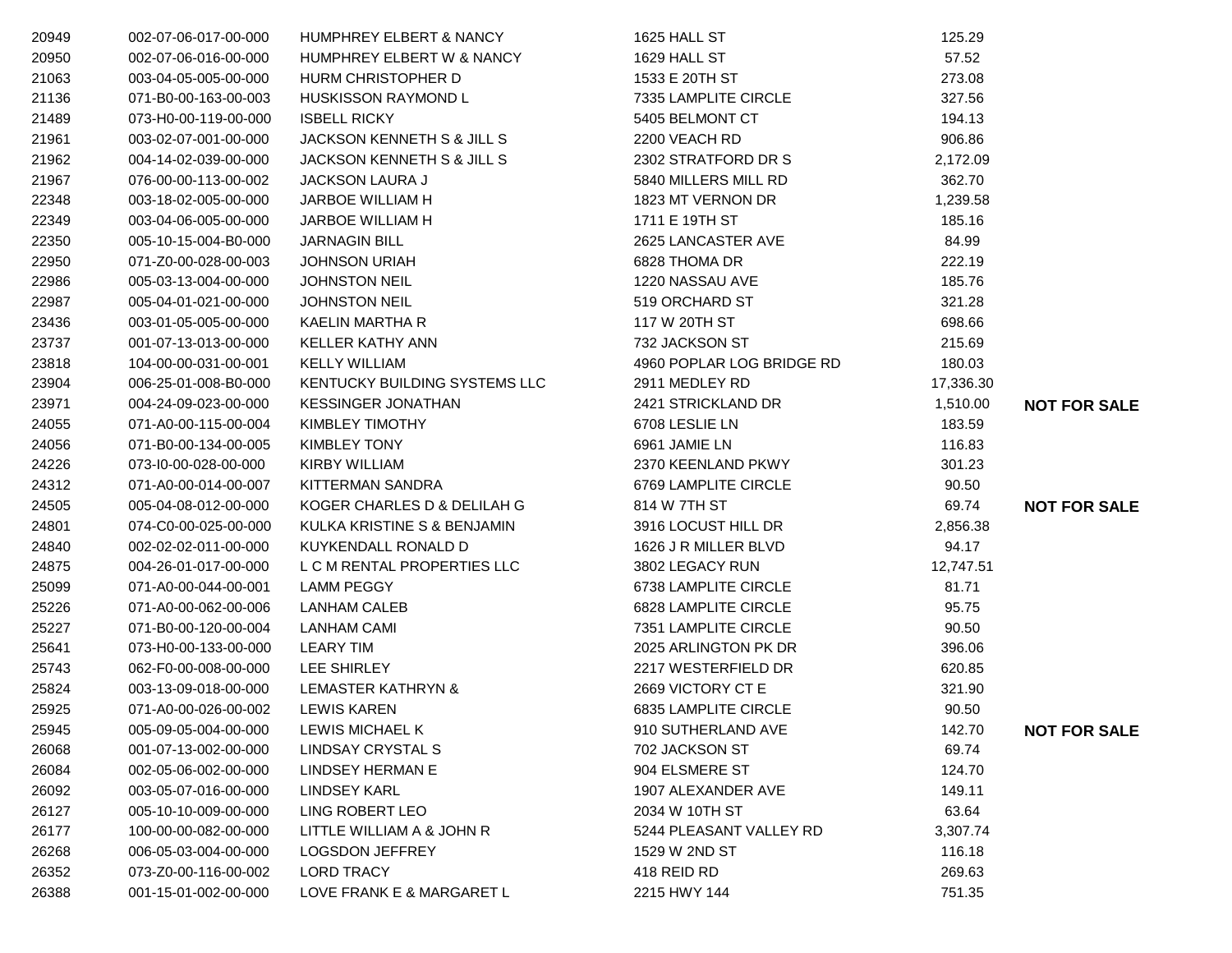| | | | | | |
|---|---|---|---|---|---|
| 20949 | 002-07-06-017-00-000 | HUMPHREY ELBERT & NANCY | 1625 HALL ST | 125.29 | |
| 20950 | 002-07-06-016-00-000 | HUMPHREY ELBERT W & NANCY | 1629 HALL ST | 57.52 | |
| 21063 | 003-04-05-005-00-000 | HURM CHRISTOPHER D | 1533 E 20TH ST | 273.08 | |
| 21136 | 071-B0-00-163-00-003 | HUSKISSON RAYMOND L | 7335 LAMPLITE CIRCLE | 327.56 | |
| 21489 | 073-H0-00-119-00-000 | ISBELL RICKY | 5405 BELMONT CT | 194.13 | |
| 21961 | 003-02-07-001-00-000 | JACKSON KENNETH S & JILL S | 2200 VEACH RD | 906.86 | |
| 21962 | 004-14-02-039-00-000 | JACKSON KENNETH S & JILL S | 2302 STRATFORD DR S | 2,172.09 | |
| 21967 | 076-00-00-113-00-002 | JACKSON LAURA J | 5840 MILLERS MILL RD | 362.70 | |
| 22348 | 003-18-02-005-00-000 | JARBOE WILLIAM H | 1823 MT VERNON DR | 1,239.58 | |
| 22349 | 003-04-06-005-00-000 | JARBOE WILLIAM H | 1711 E 19TH ST | 185.16 | |
| 22350 | 005-10-15-004-B0-000 | JARNAGIN BILL | 2625 LANCASTER AVE | 84.99 | |
| 22950 | 071-Z0-00-028-00-003 | JOHNSON URIAH | 6828 THOMA DR | 222.19 | |
| 22986 | 005-03-13-004-00-000 | JOHNSTON NEIL | 1220 NASSAU AVE | 185.76 | |
| 22987 | 005-04-01-021-00-000 | JOHNSTON NEIL | 519 ORCHARD ST | 321.28 | |
| 23436 | 003-01-05-005-00-000 | KAELIN MARTHA R | 117 W 20TH ST | 698.66 | |
| 23737 | 001-07-13-013-00-000 | KELLER KATHY ANN | 732 JACKSON ST | 215.69 | |
| 23818 | 104-00-00-031-00-001 | KELLY WILLIAM | 4960 POPLAR LOG BRIDGE RD | 180.03 | |
| 23904 | 006-25-01-008-B0-000 | KENTUCKY BUILDING SYSTEMS LLC | 2911 MEDLEY RD | 17,336.30 | |
| 23971 | 004-24-09-023-00-000 | KESSINGER JONATHAN | 2421 STRICKLAND DR | 1,510.00 | **NOT FOR SALE** |
| 24055 | 071-A0-00-115-00-004 | KIMBLEY TIMOTHY | 6708 LESLIE LN | 183.59 | |
| 24056 | 071-B0-00-134-00-005 | KIMBLEY TONY | 6961 JAMIE LN | 116.83 | |
| 24226 | 073-I0-00-028-00-000 | KIRBY WILLIAM | 2370 KEENLAND PKWY | 301.23 | |
| 24312 | 071-A0-00-014-00-007 | KITTERMAN SANDRA | 6769 LAMPLITE CIRCLE | 90.50 | |
| 24505 | 005-04-08-012-00-000 | KOGER CHARLES D & DELILAH G | 814 W 7TH ST | 69.74 | **NOT FOR SALE** |
| 24801 | 074-C0-00-025-00-000 | KULKA KRISTINE S & BENJAMIN | 3916 LOCUST HILL DR | 2,856.38 | |
| 24840 | 002-02-02-011-00-000 | KUYKENDALL RONALD D | 1626 J R MILLER BLVD | 94.17 | |
| 24875 | 004-26-01-017-00-000 | L C M RENTAL PROPERTIES LLC | 3802 LEGACY RUN | 12,747.51 | |
| 25099 | 071-A0-00-044-00-001 | LAMM PEGGY | 6738 LAMPLITE CIRCLE | 81.71 | |
| 25226 | 071-A0-00-062-00-006 | LANHAM CALEB | 6828 LAMPLITE CIRCLE | 95.75 | |
| 25227 | 071-B0-00-120-00-004 | LANHAM CAMI | 7351 LAMPLITE CIRCLE | 90.50 | |
| 25641 | 073-H0-00-133-00-000 | LEARY TIM | 2025 ARLINGTON PK DR | 396.06 | |
| 25743 | 062-F0-00-008-00-000 | LEE SHIRLEY | 2217 WESTERFIELD DR | 620.85 | |
| 25824 | 003-13-09-018-00-000 | LEMASTER KATHRYN & | 2669 VICTORY CT E | 321.90 | |
| 25925 | 071-A0-00-026-00-002 | LEWIS KAREN | 6835 LAMPLITE CIRCLE | 90.50 | |
| 25945 | 005-09-05-004-00-000 | LEWIS MICHAEL K | 910 SUTHERLAND AVE | 142.70 | **NOT FOR SALE** |
| 26068 | 001-07-13-002-00-000 | LINDSAY CRYSTAL S | 702 JACKSON ST | 69.74 | |
| 26084 | 002-05-06-002-00-000 | LINDSEY HERMAN E | 904 ELSMERE ST | 124.70 | |
| 26092 | 003-05-07-016-00-000 | LINDSEY KARL | 1907 ALEXANDER AVE | 149.11 | |
| 26127 | 005-10-10-009-00-000 | LING ROBERT LEO | 2034 W 10TH ST | 63.64 | |
| 26177 | 100-00-00-082-00-000 | LITTLE WILLIAM A & JOHN R | 5244 PLEASANT VALLEY RD | 3,307.74 | |
| 26268 | 006-05-03-004-00-000 | LOGSDON JEFFREY | 1529 W 2ND ST | 116.18 | |
| 26352 | 073-Z0-00-116-00-002 | LORD TRACY | 418 REID RD | 269.63 | |
| 26388 | 001-15-01-002-00-000 | LOVE FRANK E & MARGARET L | 2215 HWY 144 | 751.35 | |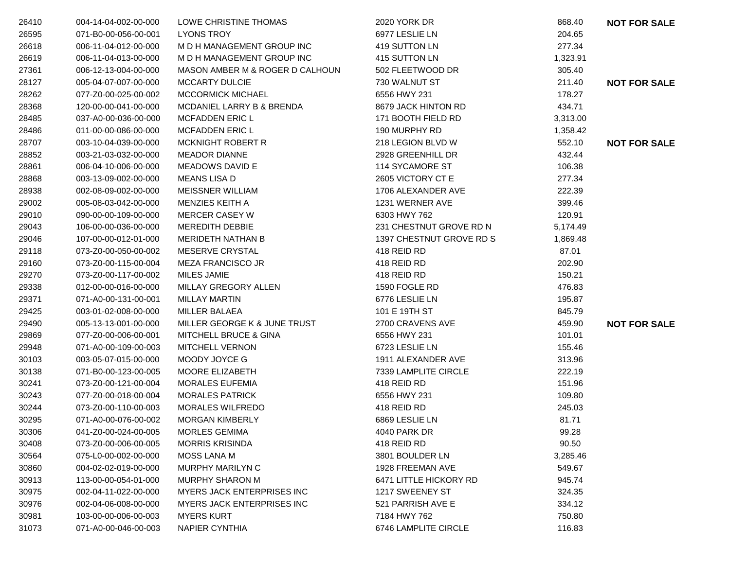| | | | | | |
|---|---|---|---|---|---|
| 26410 | 004-14-04-002-00-000 | LOWE CHRISTINE THOMAS | 2020 YORK DR | 868.40 | **NOT FOR SALE** |
| 26595 | 071-B0-00-056-00-001 | LYONS TROY | 6977 LESLIE LN | 204.65 | |
| 26618 | 006-11-04-012-00-000 | M D H MANAGEMENT GROUP INC | 419 SUTTON LN | 277.34 | |
| 26619 | 006-11-04-013-00-000 | M D H MANAGEMENT GROUP INC | 415 SUTTON LN | 1,323.91 | |
| 27361 | 006-12-13-004-00-000 | MASON AMBER M & ROGER D CALHOUN | 502 FLEETWOOD DR | 305.40 | |
| 28127 | 005-04-07-007-00-000 | MCCARTY DULCIE | 730 WALNUT ST | 211.40 | **NOT FOR SALE** |
| 28262 | 077-Z0-00-025-00-002 | MCCORMICK MICHAEL | 6556 HWY 231 | 178.27 | |
| 28368 | 120-00-00-041-00-000 | MCDANIEL LARRY B & BRENDA | 8679 JACK HINTON RD | 434.71 | |
| 28485 | 037-A0-00-036-00-000 | MCFADDEN ERIC L | 171 BOOTH FIELD RD | 3,313.00 | |
| 28486 | 011-00-00-086-00-000 | MCFADDEN ERIC L | 190 MURPHY RD | 1,358.42 | |
| 28707 | 003-10-04-039-00-000 | MCKNIGHT ROBERT R | 218 LEGION BLVD W | 552.10 | **NOT FOR SALE** |
| 28852 | 003-21-03-032-00-000 | MEADOR DIANNE | 2928 GREENHILL DR | 432.44 | |
| 28861 | 006-04-10-006-00-000 | MEADOWS DAVID E | 114 SYCAMORE ST | 106.38 | |
| 28868 | 003-13-09-002-00-000 | MEANS LISA D | 2605 VICTORY CT E | 277.34 | |
| 28938 | 002-08-09-002-00-000 | MEISSNER WILLIAM | 1706 ALEXANDER AVE | 222.39 | |
| 29002 | 005-08-03-042-00-000 | MENZIES KEITH A | 1231 WERNER AVE | 399.46 | |
| 29010 | 090-00-00-109-00-000 | MERCER CASEY W | 6303 HWY 762 | 120.91 | |
| 29043 | 106-00-00-036-00-000 | MEREDITH DEBBIE | 231 CHESTNUT GROVE RD N | 5,174.49 | |
| 29046 | 107-00-00-012-01-000 | MERIDETH NATHAN B | 1397 CHESTNUT GROVE RD S | 1,869.48 | |
| 29118 | 073-Z0-00-050-00-002 | MESERVE CRYSTAL | 418 REID RD | 87.01 | |
| 29160 | 073-Z0-00-115-00-004 | MEZA FRANCISCO JR | 418 REID RD | 202.90 | |
| 29270 | 073-Z0-00-117-00-002 | MILES JAMIE | 418 REID RD | 150.21 | |
| 29338 | 012-00-00-016-00-000 | MILLAY GREGORY ALLEN | 1590 FOGLE RD | 476.83 | |
| 29371 | 071-A0-00-131-00-001 | MILLAY MARTIN | 6776 LESLIE LN | 195.87 | |
| 29425 | 003-01-02-008-00-000 | MILLER BALAEA | 101 E 19TH ST | 845.79 | |
| 29490 | 005-13-13-001-00-000 | MILLER GEORGE K & JUNE TRUST | 2700 CRAVENS AVE | 459.90 | **NOT FOR SALE** |
| 29869 | 077-Z0-00-006-00-001 | MITCHELL BRUCE & GINA | 6556 HWY 231 | 101.01 | |
| 29948 | 071-A0-00-109-00-003 | MITCHELL VERNON | 6723 LESLIE LN | 155.46 | |
| 30103 | 003-05-07-015-00-000 | MOODY JOYCE G | 1911 ALEXANDER AVE | 313.96 | |
| 30138 | 071-B0-00-123-00-005 | MOORE ELIZABETH | 7339 LAMPLITE CIRCLE | 222.19 | |
| 30241 | 073-Z0-00-121-00-004 | MORALES EUFEMIA | 418 REID RD | 151.96 | |
| 30243 | 077-Z0-00-018-00-004 | MORALES PATRICK | 6556 HWY 231 | 109.80 | |
| 30244 | 073-Z0-00-110-00-003 | MORALES WILFREDO | 418 REID RD | 245.03 | |
| 30295 | 071-A0-00-076-00-002 | MORGAN KIMBERLY | 6869 LESLIE LN | 81.71 | |
| 30306 | 041-Z0-00-024-00-005 | MORLES GEMIMA | 4040 PARK DR | 99.28 | |
| 30408 | 073-Z0-00-006-00-005 | MORRIS KRISINDA | 418 REID RD | 90.50 | |
| 30564 | 075-L0-00-002-00-000 | MOSS LANA M | 3801 BOULDER LN | 3,285.46 | |
| 30860 | 004-02-02-019-00-000 | MURPHY MARILYN C | 1928 FREEMAN AVE | 549.67 | |
| 30913 | 113-00-00-054-01-000 | MURPHY SHARON M | 6471 LITTLE HICKORY RD | 945.74 | |
| 30975 | 002-04-11-022-00-000 | MYERS JACK ENTERPRISES INC | 1217 SWEENEY ST | 324.35 | |
| 30976 | 002-04-06-008-00-000 | MYERS JACK ENTERPRISES INC | 521 PARRISH AVE E | 334.12 | |
| 30981 | 103-00-00-006-00-003 | MYERS KURT | 7184 HWY 762 | 750.80 | |
| 31073 | 071-A0-00-046-00-003 | NAPIER CYNTHIA | 6746 LAMPLITE CIRCLE | 116.83 | |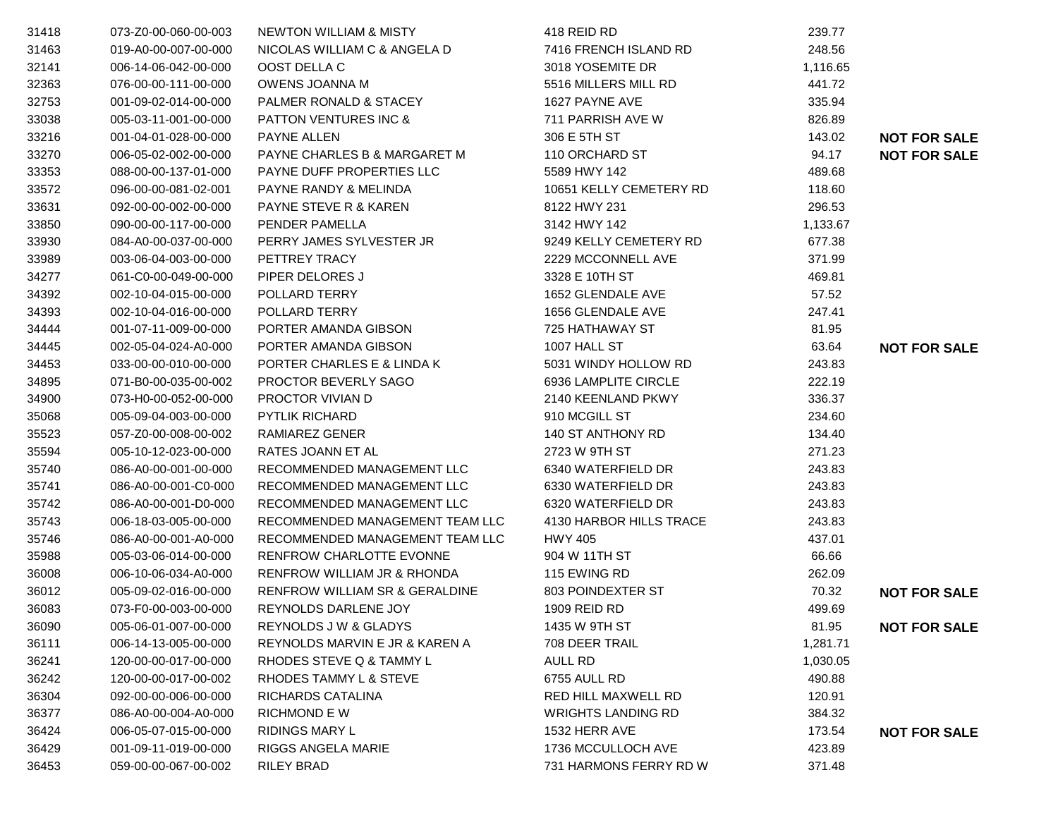| | | | | | |
|---|---|---|---|---|---|
| 31418 | 073-Z0-00-060-00-003 | NEWTON WILLIAM & MISTY | 418 REID RD | 239.77 | |
| 31463 | 019-A0-00-007-00-000 | NICOLAS WILLIAM C & ANGELA D | 7416 FRENCH ISLAND RD | 248.56 | |
| 32141 | 006-14-06-042-00-000 | OOST DELLA C | 3018 YOSEMITE DR | 1,116.65 | |
| 32363 | 076-00-00-111-00-000 | OWENS JOANNA M | 5516 MILLERS MILL RD | 441.72 | |
| 32753 | 001-09-02-014-00-000 | PALMER RONALD & STACEY | 1627 PAYNE AVE | 335.94 | |
| 33038 | 005-03-11-001-00-000 | PATTON VENTURES INC & | 711 PARRISH AVE W | 826.89 | |
| 33216 | 001-04-01-028-00-000 | PAYNE ALLEN | 306 E 5TH ST | 143.02 | **NOT FOR SALE** |
| 33270 | 006-05-02-002-00-000 | PAYNE CHARLES B & MARGARET M | 110 ORCHARD ST | 94.17 | **NOT FOR SALE** |
| 33353 | 088-00-00-137-01-000 | PAYNE DUFF PROPERTIES LLC | 5589 HWY 142 | 489.68 | |
| 33572 | 096-00-00-081-02-001 | PAYNE RANDY & MELINDA | 10651 KELLY CEMETERY RD | 118.60 | |
| 33631 | 092-00-00-002-00-000 | PAYNE STEVE R & KAREN | 8122 HWY 231 | 296.53 | |
| 33850 | 090-00-00-117-00-000 | PENDER PAMELLA | 3142 HWY 142 | 1,133.67 | |
| 33930 | 084-A0-00-037-00-000 | PERRY JAMES SYLVESTER JR | 9249 KELLY CEMETERY RD | 677.38 | |
| 33989 | 003-06-04-003-00-000 | PETTREY TRACY | 2229 MCCONNELL AVE | 371.99 | |
| 34277 | 061-C0-00-049-00-000 | PIPER DELORES J | 3328 E 10TH ST | 469.81 | |
| 34392 | 002-10-04-015-00-000 | POLLARD TERRY | 1652 GLENDALE AVE | 57.52 | |
| 34393 | 002-10-04-016-00-000 | POLLARD TERRY | 1656 GLENDALE AVE | 247.41 | |
| 34444 | 001-07-11-009-00-000 | PORTER AMANDA GIBSON | 725 HATHAWAY ST | 81.95 | |
| 34445 | 002-05-04-024-A0-000 | PORTER AMANDA GIBSON | 1007 HALL ST | 63.64 | **NOT FOR SALE** |
| 34453 | 033-00-00-010-00-000 | PORTER CHARLES E & LINDA K | 5031 WINDY HOLLOW RD | 243.83 | |
| 34895 | 071-B0-00-035-00-002 | PROCTOR BEVERLY SAGO | 6936 LAMPLITE CIRCLE | 222.19 | |
| 34900 | 073-H0-00-052-00-000 | PROCTOR VIVIAN D | 2140 KEENLAND PKWY | 336.37 | |
| 35068 | 005-09-04-003-00-000 | PYTLIK RICHARD | 910 MCGILL ST | 234.60 | |
| 35523 | 057-Z0-00-008-00-002 | RAMIAREZ GENER | 140 ST ANTHONY RD | 134.40 | |
| 35594 | 005-10-12-023-00-000 | RATES JOANN ET AL | 2723 W 9TH ST | 271.23 | |
| 35740 | 086-A0-00-001-00-000 | RECOMMENDED MANAGEMENT LLC | 6340 WATERFIELD DR | 243.83 | |
| 35741 | 086-A0-00-001-C0-000 | RECOMMENDED MANAGEMENT LLC | 6330 WATERFIELD DR | 243.83 | |
| 35742 | 086-A0-00-001-D0-000 | RECOMMENDED MANAGEMENT LLC | 6320 WATERFIELD DR | 243.83 | |
| 35743 | 006-18-03-005-00-000 | RECOMMENDED MANAGEMENT TEAM LLC | 4130 HARBOR HILLS TRACE | 243.83 | |
| 35746 | 086-A0-00-001-A0-000 | RECOMMENDED MANAGEMENT TEAM LLC | HWY 405 | 437.01 | |
| 35988 | 005-03-06-014-00-000 | RENFROW CHARLOTTE EVONNE | 904 W 11TH ST | 66.66 | |
| 36008 | 006-10-06-034-A0-000 | RENFROW WILLIAM JR & RHONDA | 115 EWING RD | 262.09 | |
| 36012 | 005-09-02-016-00-000 | RENFROW WILLIAM SR & GERALDINE | 803 POINDEXTER ST | 70.32 | **NOT FOR SALE** |
| 36083 | 073-F0-00-003-00-000 | REYNOLDS DARLENE JOY | 1909 REID RD | 499.69 | |
| 36090 | 005-06-01-007-00-000 | REYNOLDS J W & GLADYS | 1435 W 9TH ST | 81.95 | **NOT FOR SALE** |
| 36111 | 006-14-13-005-00-000 | REYNOLDS MARVIN E JR & KAREN A | 708 DEER TRAIL | 1,281.71 | |
| 36241 | 120-00-00-017-00-000 | RHODES STEVE Q & TAMMY L | AULL RD | 1,030.05 | |
| 36242 | 120-00-00-017-00-002 | RHODES TAMMY L & STEVE | 6755 AULL RD | 490.88 | |
| 36304 | 092-00-00-006-00-000 | RICHARDS CATALINA | RED HILL MAXWELL RD | 120.91 | |
| 36377 | 086-A0-00-004-A0-000 | RICHMOND E W | WRIGHTS LANDING RD | 384.32 | |
| 36424 | 006-05-07-015-00-000 | RIDINGS MARY L | 1532 HERR AVE | 173.54 | **NOT FOR SALE** |
| 36429 | 001-09-11-019-00-000 | RIGGS ANGELA MARIE | 1736 MCCULLOCH AVE | 423.89 | |
| 36453 | 059-00-00-067-00-002 | RILEY BRAD | 731 HARMONS FERRY RD W | 371.48 | |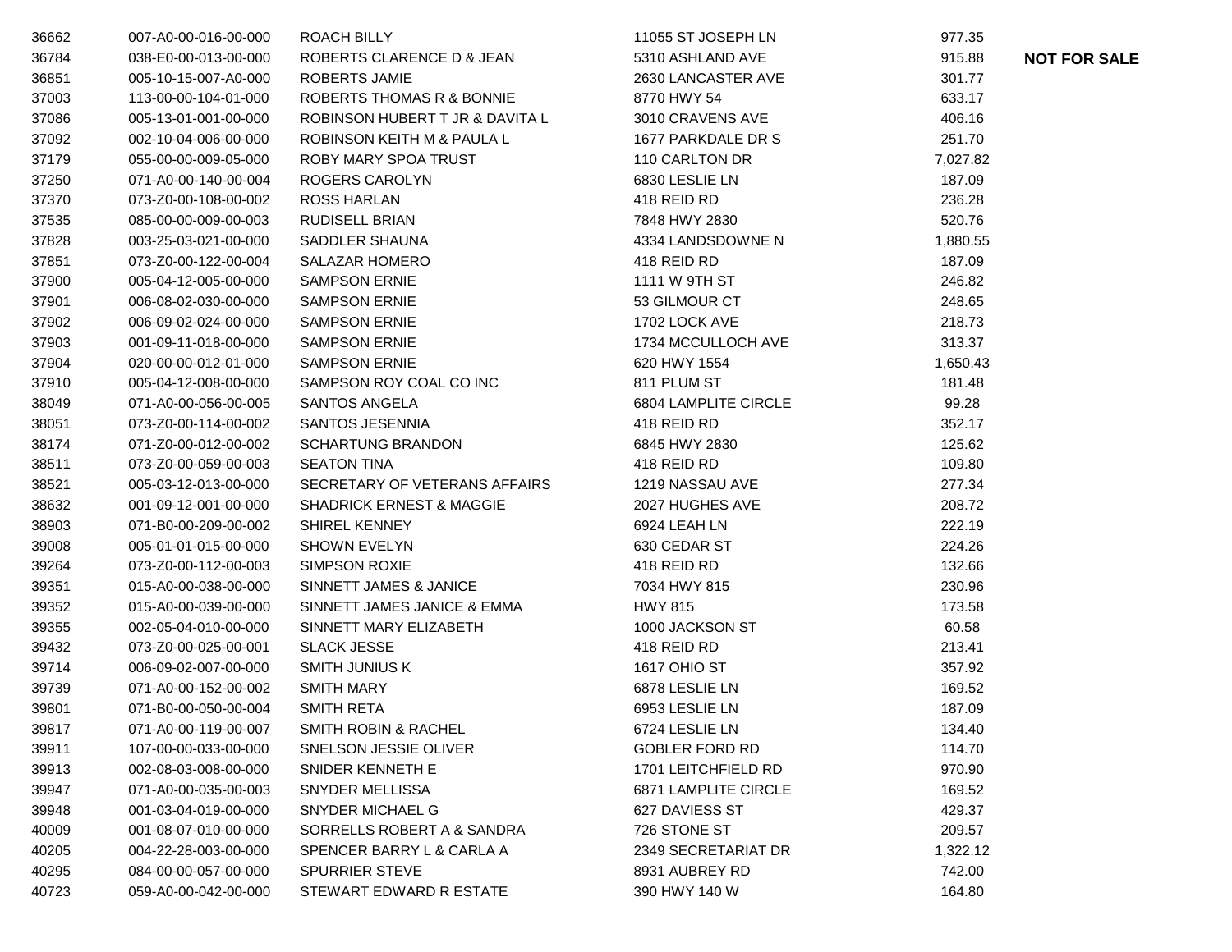| | | | | | |
|---|---|---|---|---|---|
| 36662 | 007-A0-00-016-00-000 | ROACH BILLY | 11055 ST JOSEPH LN | 977.35 | |
| 36784 | 038-E0-00-013-00-000 | ROBERTS CLARENCE D & JEAN | 5310 ASHLAND AVE | 915.88 | **NOT FOR SALE** |
| 36851 | 005-10-15-007-A0-000 | ROBERTS JAMIE | 2630 LANCASTER AVE | 301.77 | |
| 37003 | 113-00-00-104-01-000 | ROBERTS THOMAS R & BONNIE | 8770 HWY 54 | 633.17 | |
| 37086 | 005-13-01-001-00-000 | ROBINSON HUBERT T JR & DAVITA L | 3010 CRAVENS AVE | 406.16 | |
| 37092 | 002-10-04-006-00-000 | ROBINSON KEITH M & PAULA L | 1677 PARKDALE DR S | 251.70 | |
| 37179 | 055-00-00-009-05-000 | ROBY MARY SPOA TRUST | 110 CARLTON DR | 7,027.82 | |
| 37250 | 071-A0-00-140-00-004 | ROGERS CAROLYN | 6830 LESLIE LN | 187.09 | |
| 37370 | 073-Z0-00-108-00-002 | ROSS HARLAN | 418 REID RD | 236.28 | |
| 37535 | 085-00-00-009-00-003 | RUDISELL BRIAN | 7848 HWY 2830 | 520.76 | |
| 37828 | 003-25-03-021-00-000 | SADDLER SHAUNA | 4334 LANDSDOWNE N | 1,880.55 | |
| 37851 | 073-Z0-00-122-00-004 | SALAZAR HOMERO | 418 REID RD | 187.09 | |
| 37900 | 005-04-12-005-00-000 | SAMPSON ERNIE | 1111 W 9TH ST | 246.82 | |
| 37901 | 006-08-02-030-00-000 | SAMPSON ERNIE | 53 GILMOUR CT | 248.65 | |
| 37902 | 006-09-02-024-00-000 | SAMPSON ERNIE | 1702 LOCK AVE | 218.73 | |
| 37903 | 001-09-11-018-00-000 | SAMPSON ERNIE | 1734 MCCULLOCH AVE | 313.37 | |
| 37904 | 020-00-00-012-01-000 | SAMPSON ERNIE | 620 HWY 1554 | 1,650.43 | |
| 37910 | 005-04-12-008-00-000 | SAMPSON ROY COAL CO INC | 811 PLUM ST | 181.48 | |
| 38049 | 071-A0-00-056-00-005 | SANTOS ANGELA | 6804 LAMPLITE CIRCLE | 99.28 | |
| 38051 | 073-Z0-00-114-00-002 | SANTOS JESENNIA | 418 REID RD | 352.17 | |
| 38174 | 071-Z0-00-012-00-002 | SCHARTUNG BRANDON | 6845 HWY 2830 | 125.62 | |
| 38511 | 073-Z0-00-059-00-003 | SEATON TINA | 418 REID RD | 109.80 | |
| 38521 | 005-03-12-013-00-000 | SECRETARY OF VETERANS AFFAIRS | 1219 NASSAU AVE | 277.34 | |
| 38632 | 001-09-12-001-00-000 | SHADRICK ERNEST & MAGGIE | 2027 HUGHES AVE | 208.72 | |
| 38903 | 071-B0-00-209-00-002 | SHIREL KENNEY | 6924 LEAH LN | 222.19 | |
| 39008 | 005-01-01-015-00-000 | SHOWN EVELYN | 630 CEDAR ST | 224.26 | |
| 39264 | 073-Z0-00-112-00-003 | SIMPSON ROXIE | 418 REID RD | 132.66 | |
| 39351 | 015-A0-00-038-00-000 | SINNETT JAMES & JANICE | 7034 HWY 815 | 230.96 | |
| 39352 | 015-A0-00-039-00-000 | SINNETT JAMES JANICE & EMMA | HWY 815 | 173.58 | |
| 39355 | 002-05-04-010-00-000 | SINNETT MARY ELIZABETH | 1000 JACKSON ST | 60.58 | |
| 39432 | 073-Z0-00-025-00-001 | SLACK JESSE | 418 REID RD | 213.41 | |
| 39714 | 006-09-02-007-00-000 | SMITH JUNIUS K | 1617 OHIO ST | 357.92 | |
| 39739 | 071-A0-00-152-00-002 | SMITH MARY | 6878 LESLIE LN | 169.52 | |
| 39801 | 071-B0-00-050-00-004 | SMITH RETA | 6953 LESLIE LN | 187.09 | |
| 39817 | 071-A0-00-119-00-007 | SMITH ROBIN & RACHEL | 6724 LESLIE LN | 134.40 | |
| 39911 | 107-00-00-033-00-000 | SNELSON JESSIE OLIVER | GOBLER FORD RD | 114.70 | |
| 39913 | 002-08-03-008-00-000 | SNIDER KENNETH E | 1701 LEITCHFIELD RD | 970.90 | |
| 39947 | 071-A0-00-035-00-003 | SNYDER MELLISSA | 6871 LAMPLITE CIRCLE | 169.52 | |
| 39948 | 001-03-04-019-00-000 | SNYDER MICHAEL G | 627 DAVIESS ST | 429.37 | |
| 40009 | 001-08-07-010-00-000 | SORRELLS ROBERT A & SANDRA | 726 STONE ST | 209.57 | |
| 40205 | 004-22-28-003-00-000 | SPENCER BARRY L & CARLA A | 2349 SECRETARIAT DR | 1,322.12 | |
| 40295 | 084-00-00-057-00-000 | SPURRIER STEVE | 8931 AUBREY RD | 742.00 | |
| 40723 | 059-A0-00-042-00-000 | STEWART EDWARD R ESTATE | 390 HWY 140 W | 164.80 | |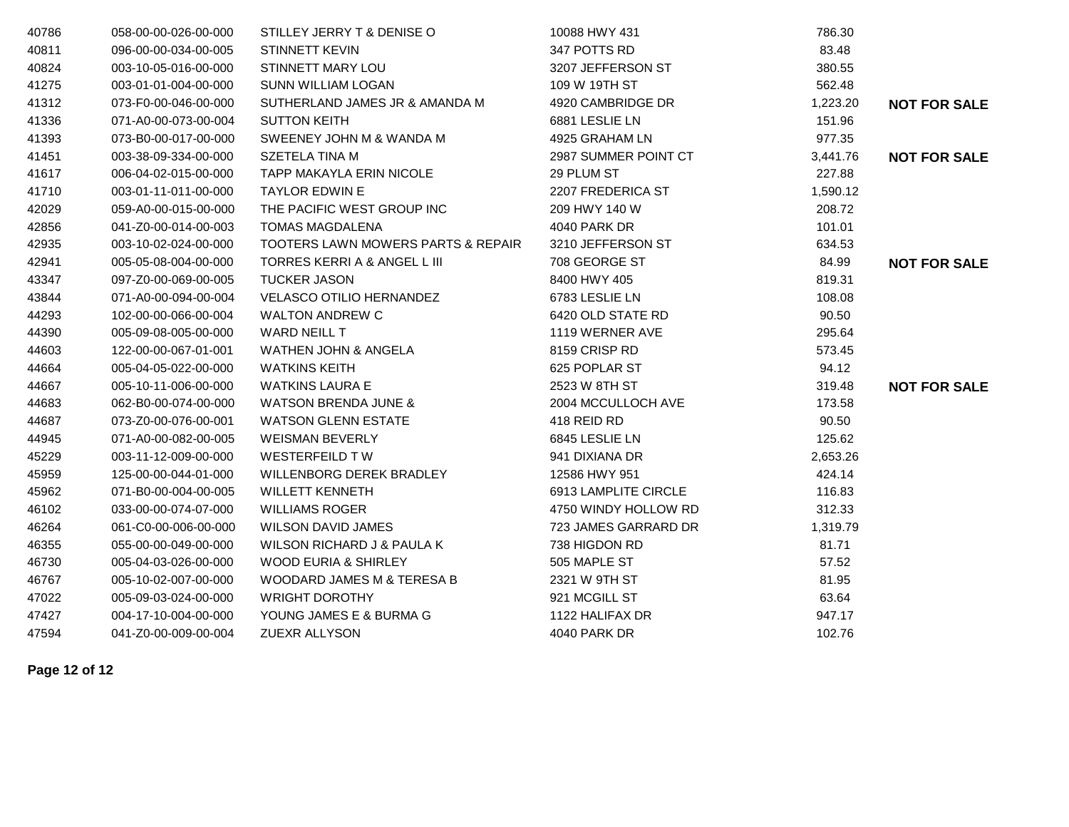| | | | | | |
|---|---|---|---|---|---|
| 40786 | 058-00-00-026-00-000 | STILLEY JERRY T & DENISE O | 10088 HWY 431 | 786.30 | |
| 40811 | 096-00-00-034-00-005 | STINNETT KEVIN | 347 POTTS RD | 83.48 | |
| 40824 | 003-10-05-016-00-000 | STINNETT MARY LOU | 3207 JEFFERSON ST | 380.55 | |
| 41275 | 003-01-01-004-00-000 | SUNN WILLIAM LOGAN | 109 W 19TH ST | 562.48 | |
| 41312 | 073-F0-00-046-00-000 | SUTHERLAND JAMES JR & AMANDA M | 4920 CAMBRIDGE DR | 1,223.20 | **NOT FOR SALE** |
| 41336 | 071-A0-00-073-00-004 | SUTTON KEITH | 6881 LESLIE LN | 151.96 | |
| 41393 | 073-B0-00-017-00-000 | SWEENEY JOHN M & WANDA M | 4925 GRAHAM LN | 977.35 | |
| 41451 | 003-38-09-334-00-000 | SZETELA TINA M | 2987 SUMMER POINT CT | 3,441.76 | **NOT FOR SALE** |
| 41617 | 006-04-02-015-00-000 | TAPP MAKAYLA ERIN NICOLE | 29 PLUM ST | 227.88 | |
| 41710 | 003-01-11-011-00-000 | TAYLOR EDWIN E | 2207 FREDERICA ST | 1,590.12 | |
| 42029 | 059-A0-00-015-00-000 | THE PACIFIC WEST GROUP INC | 209 HWY 140 W | 208.72 | |
| 42856 | 041-Z0-00-014-00-003 | TOMAS MAGDALENA | 4040 PARK DR | 101.01 | |
| 42935 | 003-10-02-024-00-000 | TOOTERS LAWN MOWERS PARTS & REPAIR | 3210 JEFFERSON ST | 634.53 | |
| 42941 | 005-05-08-004-00-000 | TORRES KERRI A & ANGEL L III | 708 GEORGE ST | 84.99 | **NOT FOR SALE** |
| 43347 | 097-Z0-00-069-00-005 | TUCKER JASON | 8400 HWY 405 | 819.31 | |
| 43844 | 071-A0-00-094-00-004 | VELASCO OTILIO HERNANDEZ | 6783 LESLIE LN | 108.08 | |
| 44293 | 102-00-00-066-00-004 | WALTON ANDREW C | 6420 OLD STATE RD | 90.50 | |
| 44390 | 005-09-08-005-00-000 | WARD NEILL T | 1119 WERNER AVE | 295.64 | |
| 44603 | 122-00-00-067-01-001 | WATHEN JOHN & ANGELA | 8159 CRISP RD | 573.45 | |
| 44664 | 005-04-05-022-00-000 | WATKINS KEITH | 625 POPLAR ST | 94.12 | |
| 44667 | 005-10-11-006-00-000 | WATKINS LAURA E | 2523 W 8TH ST | 319.48 | **NOT FOR SALE** |
| 44683 | 062-B0-00-074-00-000 | WATSON BRENDA JUNE & | 2004 MCCULLOCH AVE | 173.58 | |
| 44687 | 073-Z0-00-076-00-001 | WATSON GLENN ESTATE | 418 REID RD | 90.50 | |
| 44945 | 071-A0-00-082-00-005 | WEISMAN BEVERLY | 6845 LESLIE LN | 125.62 | |
| 45229 | 003-11-12-009-00-000 | WESTERFEILD T W | 941 DIXIANA DR | 2,653.26 | |
| 45959 | 125-00-00-044-01-000 | WILLENBORG DEREK BRADLEY | 12586 HWY 951 | 424.14 | |
| 45962 | 071-B0-00-004-00-005 | WILLETT KENNETH | 6913 LAMPLITE CIRCLE | 116.83 | |
| 46102 | 033-00-00-074-07-000 | WILLIAMS ROGER | 4750 WINDY HOLLOW RD | 312.33 | |
| 46264 | 061-C0-00-006-00-000 | WILSON DAVID JAMES | 723 JAMES GARRARD DR | 1,319.79 | |
| 46355 | 055-00-00-049-00-000 | WILSON RICHARD J & PAULA K | 738 HIGDON RD | 81.71 | |
| 46730 | 005-04-03-026-00-000 | WOOD EURIA & SHIRLEY | 505 MAPLE ST | 57.52 | |
| 46767 | 005-10-02-007-00-000 | WOODARD JAMES M & TERESA B | 2321 W 9TH ST | 81.95 | |
| 47022 | 005-09-03-024-00-000 | WRIGHT DOROTHY | 921 MCGILL ST | 63.64 | |
| 47427 | 004-17-10-004-00-000 | YOUNG JAMES E & BURMA G | 1122 HALIFAX DR | 947.17 | |
| 47594 | 041-Z0-00-009-00-004 | ZUEXR ALLYSON | 4040 PARK DR | 102.76 | |